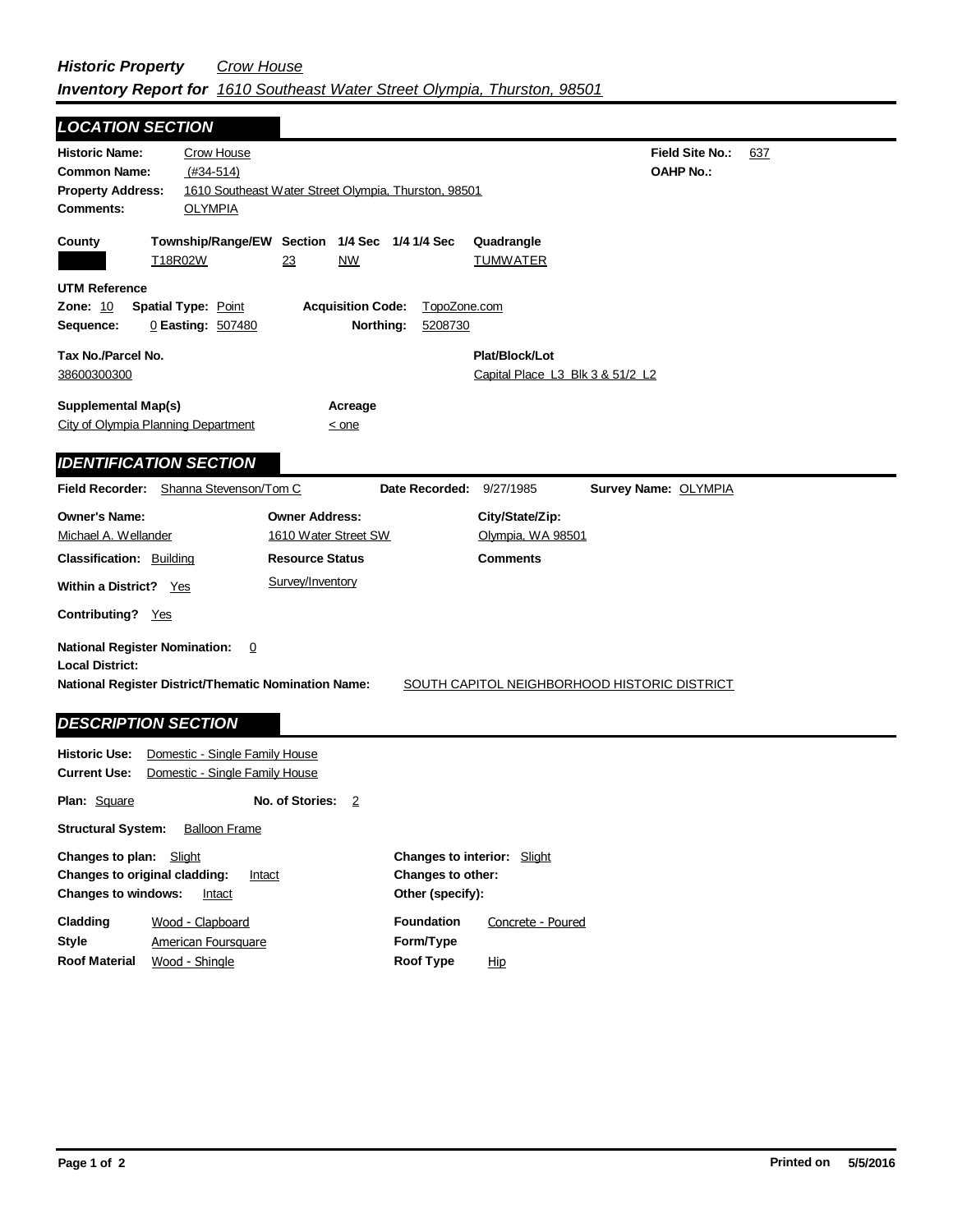***Historic Property*** *Crow House*
***Inventory Report for*** *1610 Southeast Water Street Olympia, Thurston, 98501*

## LOCATION SECTION

**Historic Name:** Crow House
**Common Name:** (#34-514)
**Property Address:** 1610 Southeast Water Street Olympia, Thurston, 98501
**Comments:** OLYMPIA

**Field Site No.:** 637
**OAHP No.:**

| County | Township/Range/EW | Section | 1/4 Sec | 1/4 1/4 Sec | Quadrangle |
|---|---|---|---|---|---|
| | T18R02W | 23 | NW | | TUMWATER |

**UTM Reference**
**Zone:** 10 **Spatial Type:** Point **Acquisition Code:** TopoZone.com
**Sequence:** 0 **Easting:** 507480 **Northing:** 5208730

**Tax No./Parcel No.:** 38600300300
**Plat/Block/Lot:** Capital Place L3 Blk 3 & 51/2 L2

**Supplemental Map(s):** City of Olympia Planning Department
**Acreage:** < one

## IDENTIFICATION SECTION

**Field Recorder:** Shanna Stevenson/Tom C **Date Recorded:** 9/27/1985 **Survey Name:** OLYMPIA

| Owner's Name: | Owner Address: | City/State/Zip: |
|---|---|---|
| Michael A. Wellander | 1610 Water Street SW | Olympia, WA 98501 |

**Classification:** Building
**Resource Status:** Survey/Inventory
**Comments:**
**Within a District?** Yes
**Contributing?** Yes

**National Register Nomination:** 0
**Local District:**
**National Register District/Thematic Nomination Name:** SOUTH CAPITOL NEIGHBORHOOD HISTORIC DISTRICT

## DESCRIPTION SECTION

**Historic Use:** Domestic - Single Family House
**Current Use:** Domestic - Single Family House

**Plan:** Square **No. of Stories:** 2

**Structural System:** Balloon Frame

**Changes to plan:** Slight
**Changes to original cladding:** Intact
**Changes to windows:** Intact
**Changes to interior:** Slight
**Changes to other:**
**Other (specify):**

**Cladding:** Wood - Clapboard
**Style:** American Foursquare
**Roof Material:** Wood - Shingle
**Foundation:** Concrete - Poured
**Form/Type:**
**Roof Type:** Hip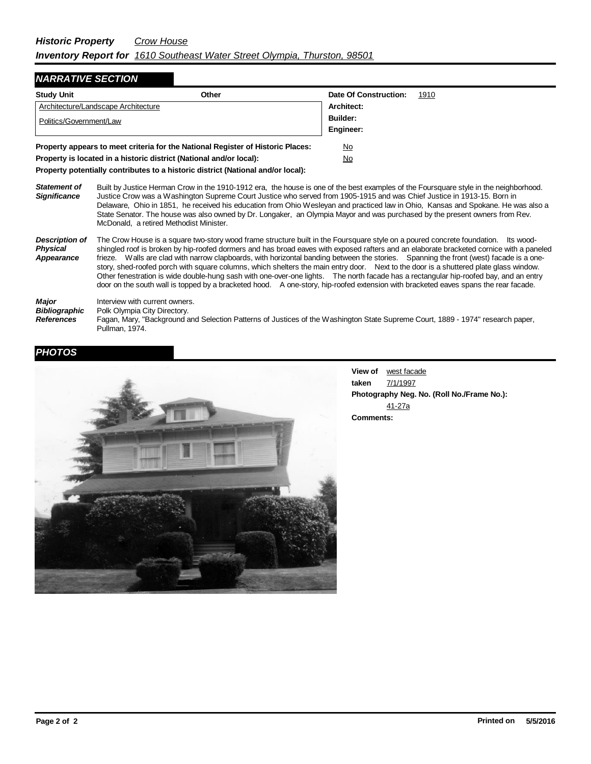**Historic Property** *Crow House*

**Inventory Report for** *1610 Southeast Water Street Olympia, Thurston, 98501*

## NARRATIVE SECTION

| Study Unit | Other | Date Of Construction: | 1910 |
|---|---|---|---|
| Architecture/Landscape Architecture | | Architect: | |
| Politics/Government/Law | | Builder: | |
| | | Engineer: | |

**Property appears to meet criteria for the National Register of Historic Places:** No

**Property is located in a historic district (National and/or local):** No

**Property potentially contributes to a historic district (National and/or local):**

***Statement of Significance***

Built by Justice Herman Crow in the 1910-1912 era, the house is one of the best examples of the Foursquare style in the neighborhood. Justice Crow was a Washington Supreme Court Justice who served from 1905-1915 and was Chief Justice in 1913-15. Born in Delaware, Ohio in 1851, he received his education from Ohio Wesleyan and practiced law in Ohio, Kansas and Spokane. He was also a State Senator. The house was also owned by Dr. Longaker, an Olympia Mayor and was purchased by the present owners from Rev. McDonald, a retired Methodist Minister.

***Description of Physical Appearance***

The Crow House is a square two-story wood frame structure built in the Foursquare style on a poured concrete foundation. Its wood-shingled roof is broken by hip-roofed dormers and has broad eaves with exposed rafters and an elaborate bracketed cornice with a paneled frieze. Walls are clad with narrow clapboards, with horizontal banding between the stories. Spanning the front (west) facade is a one-story, shed-roofed porch with square columns, which shelters the main entry door. Next to the door is a shuttered plate glass window. Other fenestration is wide double-hung sash with one-over-one lights. The north facade has a rectangular hip-roofed bay, and an entry door on the south wall is topped by a bracketed hood. A one-story, hip-roofed extension with bracketed eaves spans the rear facade.

***Major Bibliographic References***

Interview with current owners.
Polk Olympia City Directory.
Fagan, Mary, "Background and Selection Patterns of Justices of the Washington State Supreme Court, 1889 - 1974" research paper, Pullman, 1974.

## PHOTOS

**View of** west facade
**taken** 7/1/1997
**Photography Neg. No. (Roll No./Frame No.):** 41-27a
**Comments:**

**Printed on** 5/5/2016